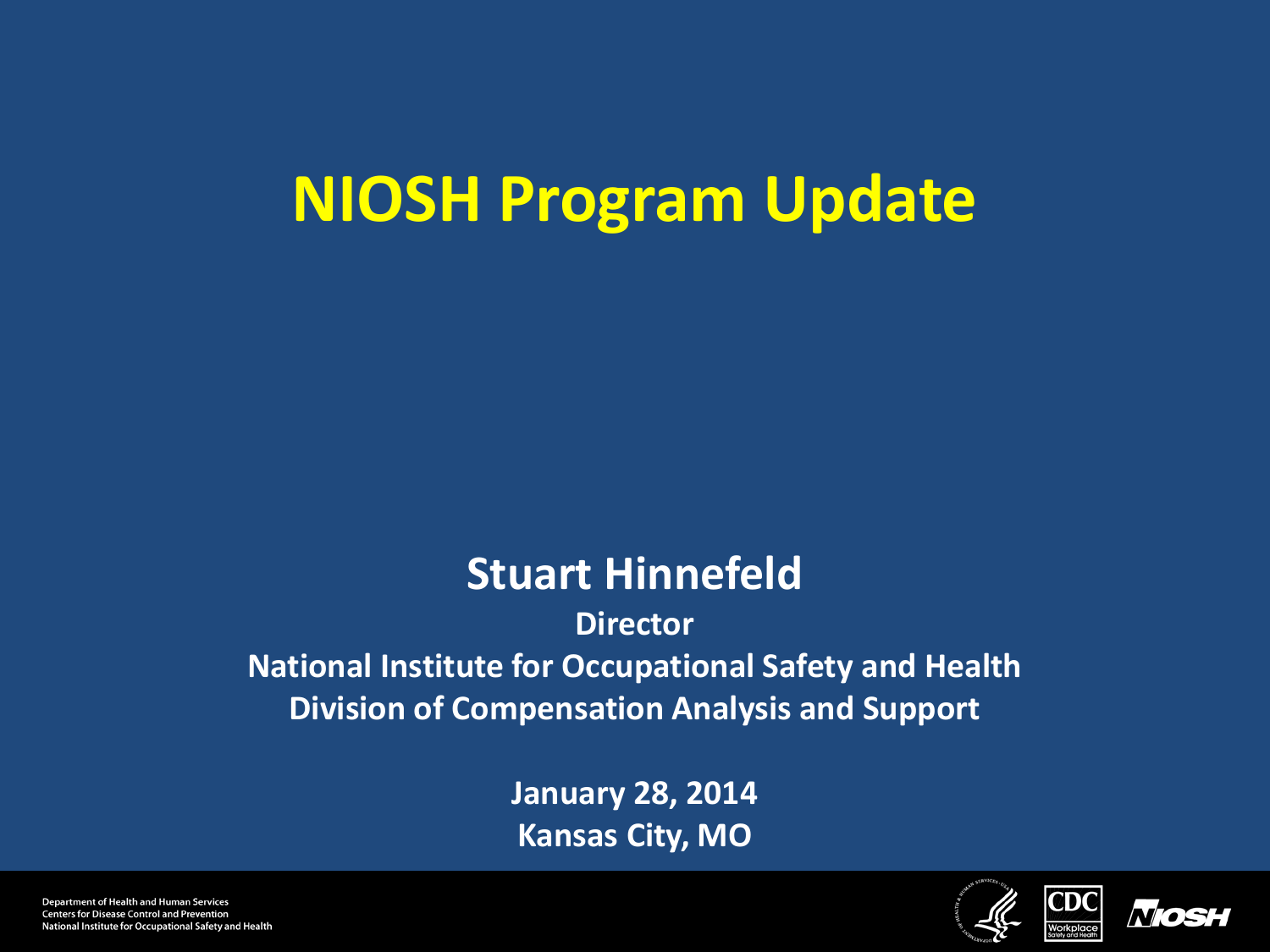# NIOSH Program Update

**Stuart Hinnefeld**

**Director**

**National Institute for Occupational Safety and Health**

**Division of Compensation Analysis and Support**

**January 28, 2014**

**Kansas City, MO**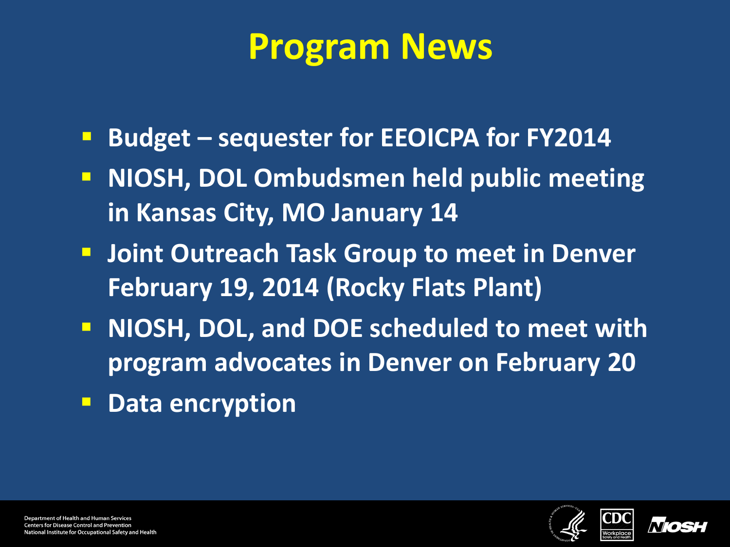# Program News

- Budget – sequester for EEOICPA for FY2014
- NIOSH, DOL Ombudsmen held public meeting in Kansas City, MO January 14
- Joint Outreach Task Group to meet in Denver February 19, 2014 (Rocky Flats Plant)
- NIOSH, DOL, and DOE scheduled to meet with program advocates in Denver on February 20
- Data encryption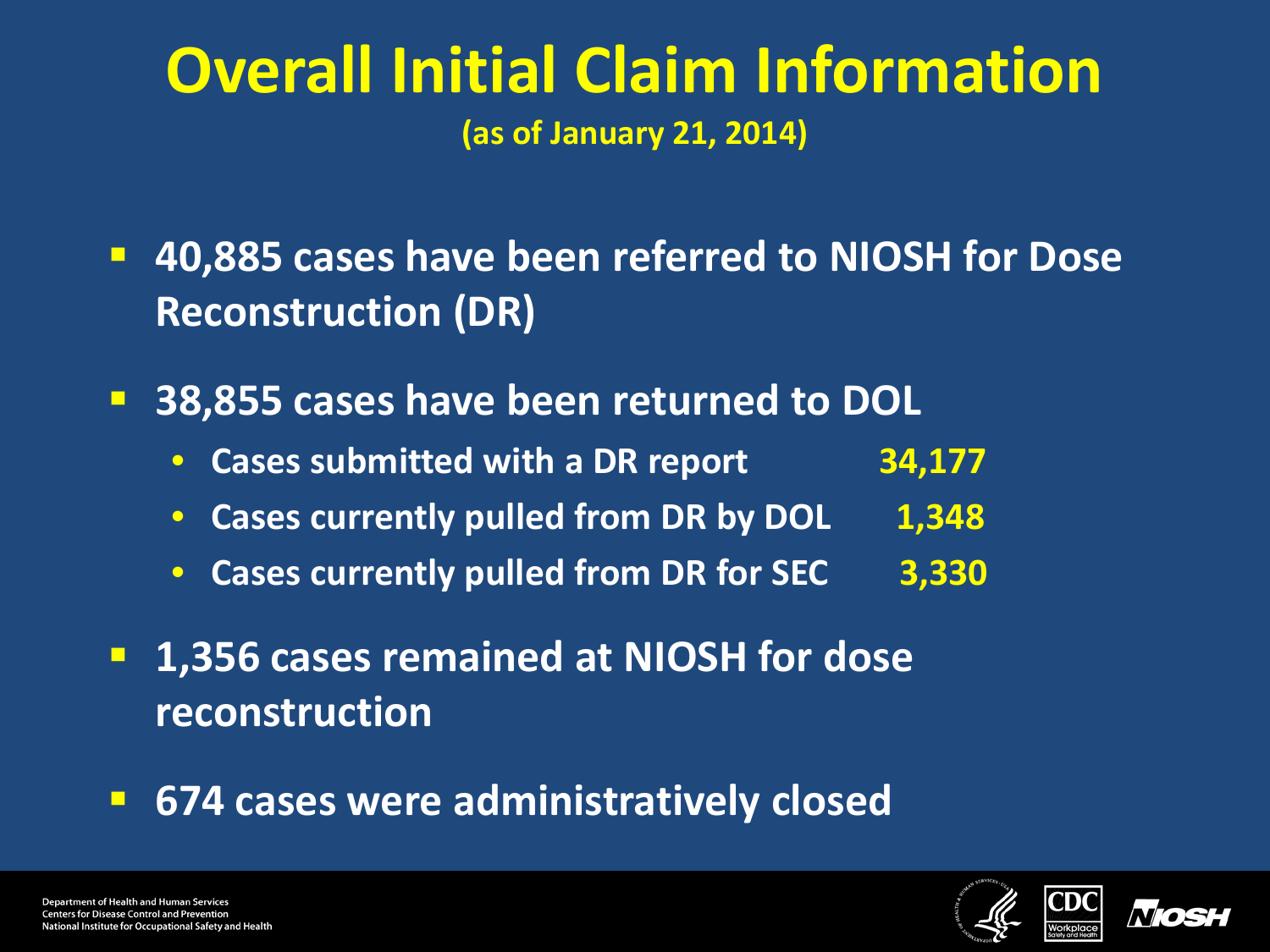# Overall Initial Claim Information

(as of January 21, 2014)

- **40,885 cases have been referred to NIOSH for Dose Reconstruction (DR)**
- **38,855 cases have been returned to DOL**
  - Cases submitted with a DR report 34,177
  - Cases currently pulled from DR by DOL 1,348
  - Cases currently pulled from DR for SEC 3,330
- **1,356 cases remained at NIOSH for dose reconstruction**
- **674 cases were administratively closed**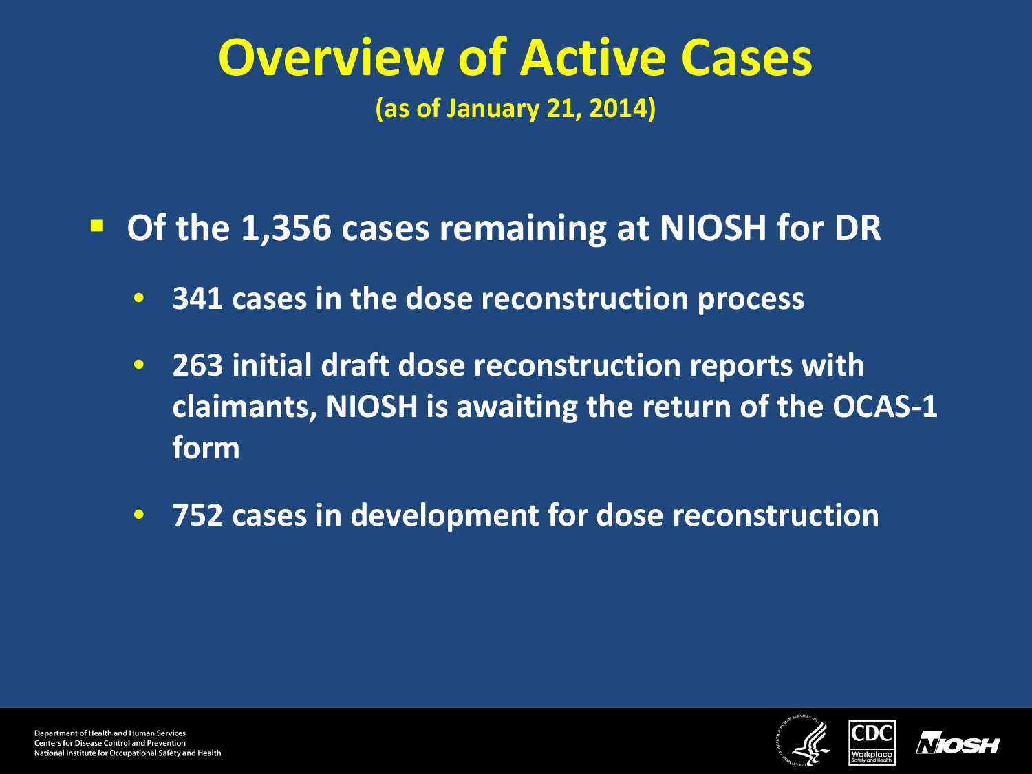# Overview of Active Cases

**(as of January 21, 2014)**

- **Of the 1,356 cases remaining at NIOSH for DR**
  - **341 cases in the dose reconstruction process**
  - **263 initial draft dose reconstruction reports with claimants, NIOSH is awaiting the return of the OCAS-1 form**
  - **752 cases in development for dose reconstruction**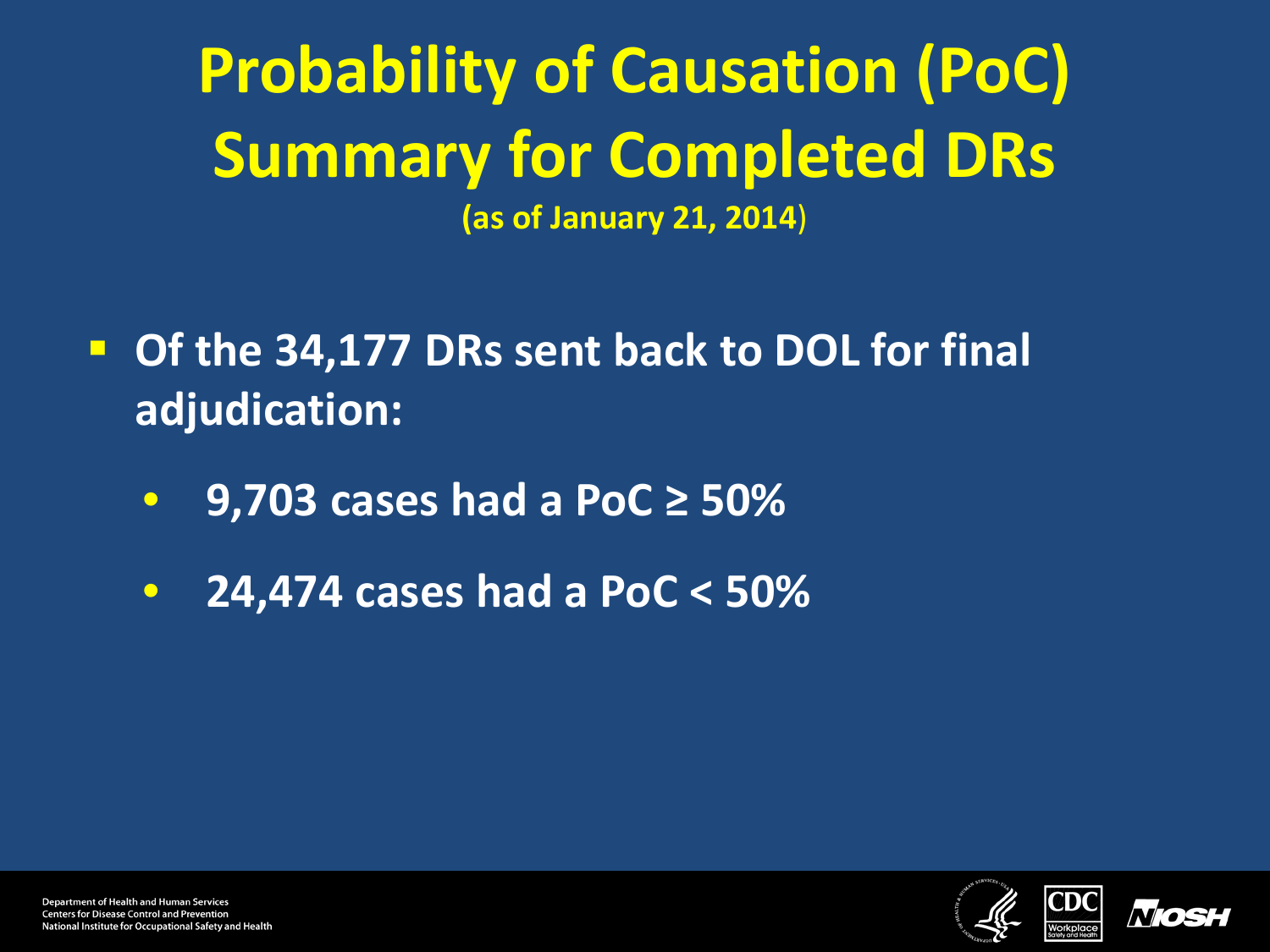# Probability of Causation (PoC) Summary for Completed DRs

**(as of January 21, 2014)**

- **Of the 34,177 DRs sent back to DOL for final adjudication:**
  - **9,703 cases had a PoC ≥ 50%**
  - **24,474 cases had a PoC < 50%**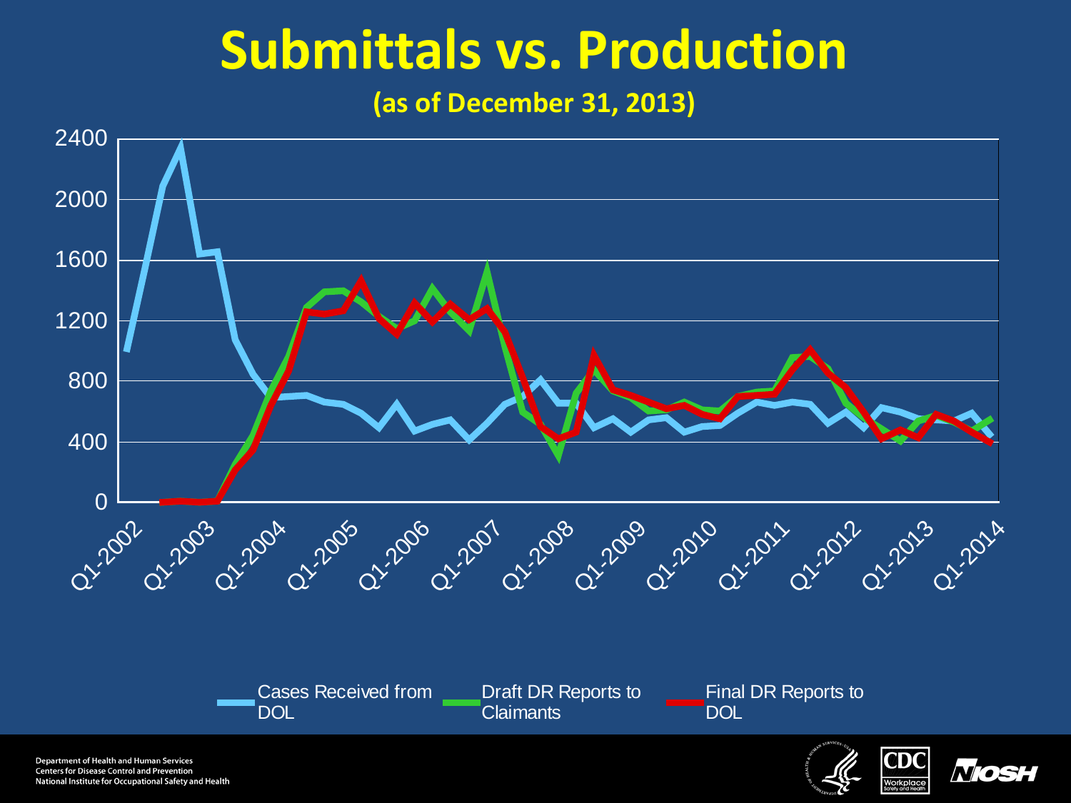# Submittals vs. Production

**(as of December 31, 2013)**

Y-axis: 0, 400, 800, 1200, 1600, 2000, 2400

X-axis: Q1-2002, Q1-2003, Q1-2004, Q1-2005, Q1-2006, Q1-2007, Q1-2008, Q1-2009, Q1-2010, Q1-2011, Q1-2012, Q1-2013, Q1-2014

Legend: Cases Received from DOL; Draft DR Reports to Claimants; Final DR Reports to DOL

Department of Health and Human Services
Centers for Disease Control and Prevention
National Institute for Occupational Safety and Health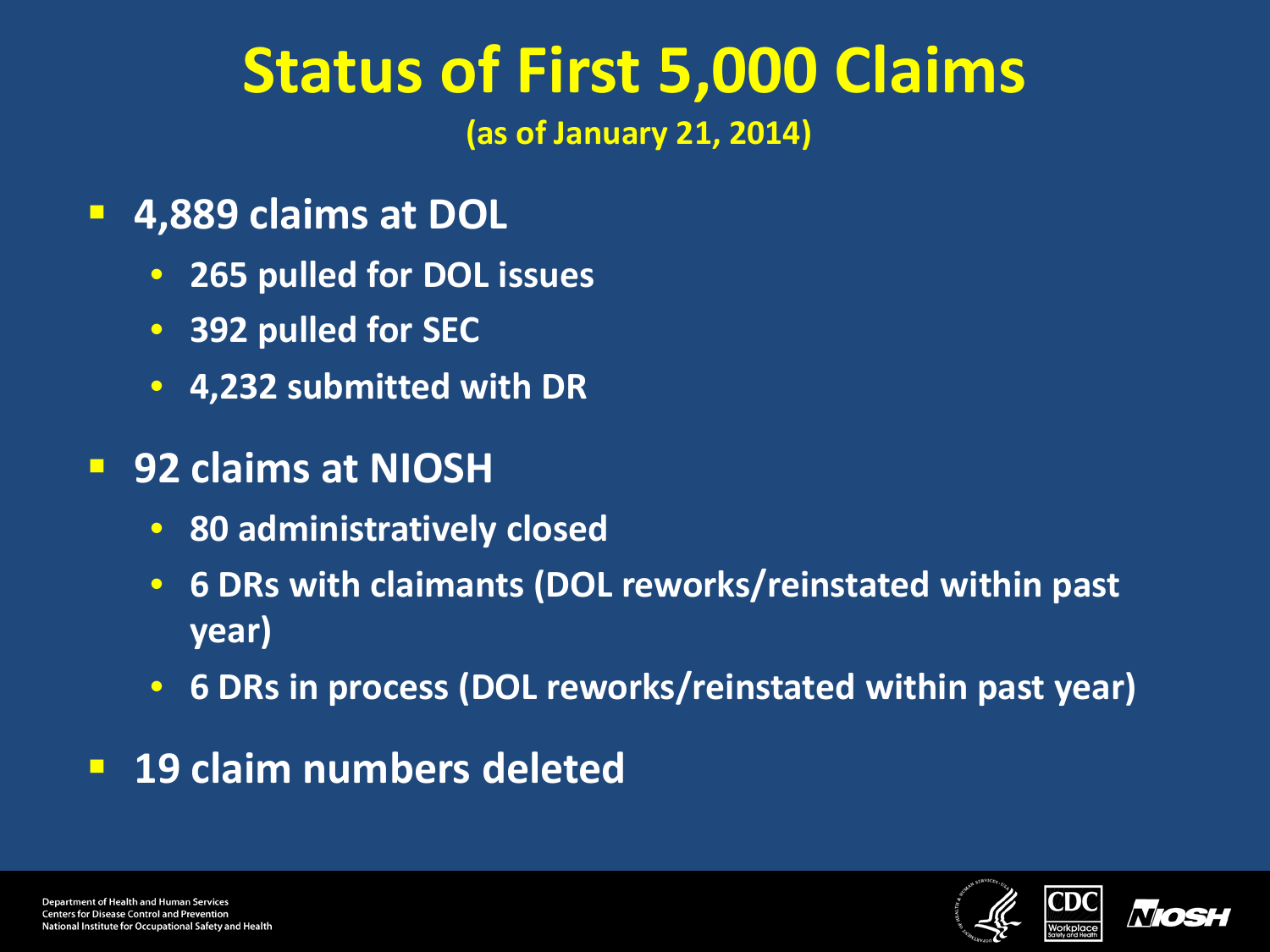# Status of First 5,000 Claims

(as of January 21, 2014)

- **4,889 claims at DOL**
  - 265 pulled for DOL issues
  - 392 pulled for SEC
  - 4,232 submitted with DR
- **92 claims at NIOSH**
  - 80 administratively closed
  - 6 DRs with claimants (DOL reworks/reinstated within past year)
  - 6 DRs in process (DOL reworks/reinstated within past year)
- **19 claim numbers deleted**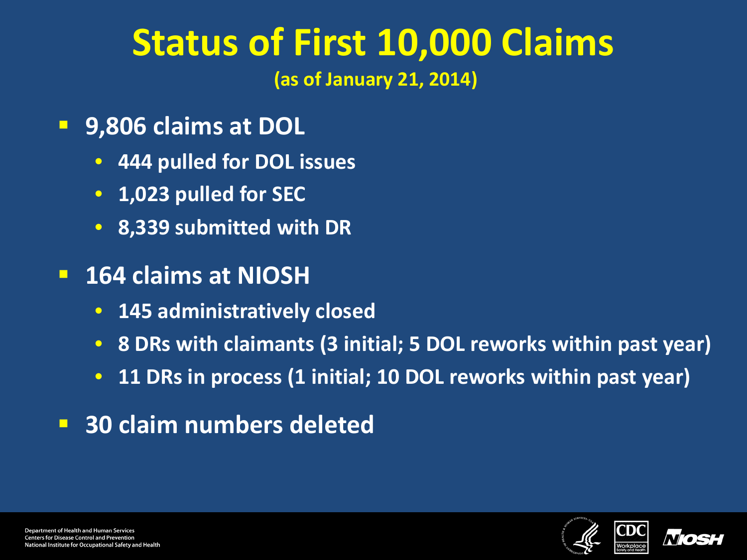# Status of First 10,000 Claims

**(as of January 21, 2014)**

- **9,806 claims at DOL**
  - **444 pulled for DOL issues**
  - **1,023 pulled for SEC**
  - **8,339 submitted with DR**
- **164 claims at NIOSH**
  - **145 administratively closed**
  - **8 DRs with claimants (3 initial; 5 DOL reworks within past year)**
  - **11 DRs in process (1 initial; 10 DOL reworks within past year)**
- **30 claim numbers deleted**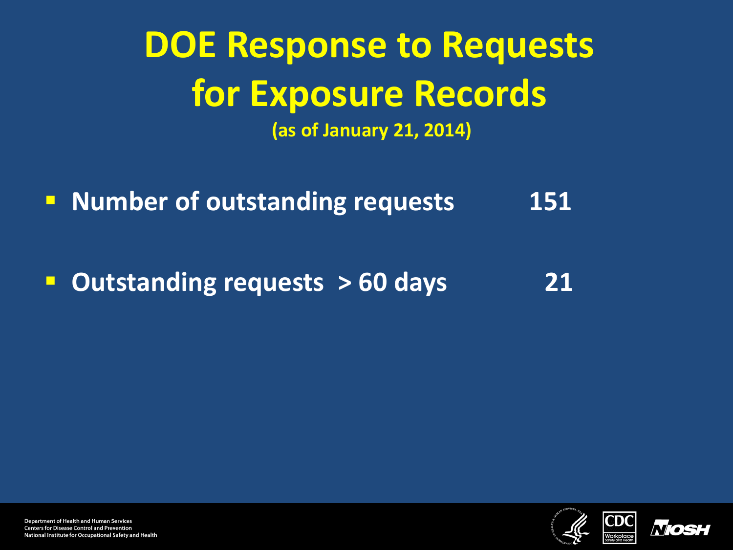# DOE Response to Requests for Exposure Records

(as of January 21, 2014)

- **Number of outstanding requests** **151**
- **Outstanding requests > 60 days** **21**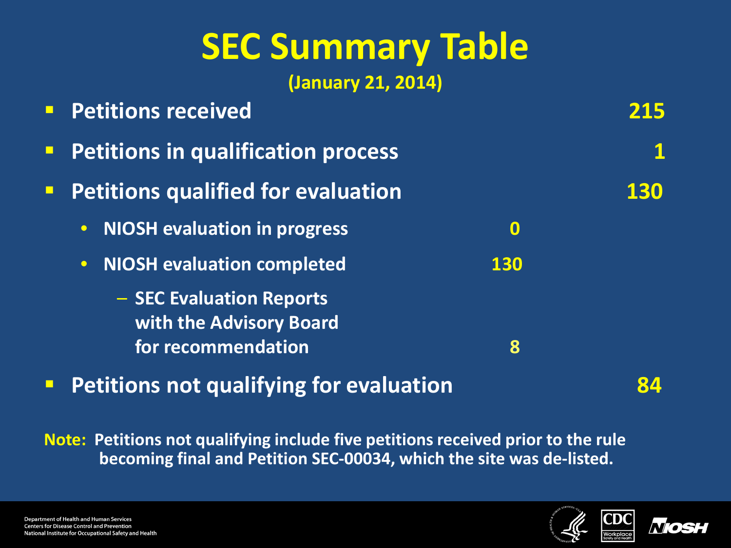# SEC Summary Table

**(January 21, 2014)**

| | | |
|---|---|---|
| **Petitions received** | | **215** |
| **Petitions in qualification process** | | **1** |
| **Petitions qualified for evaluation** | | **130** |
| • NIOSH evaluation in progress | **0** | |
| • NIOSH evaluation completed | **130** | |
| – SEC Evaluation Reports with the Advisory Board for recommendation | **8** | |
| **Petitions not qualifying for evaluation** | | **84** |

**Note:** Petitions not qualifying include five petitions received prior to the rule becoming final and Petition SEC-00034, which the site was de-listed.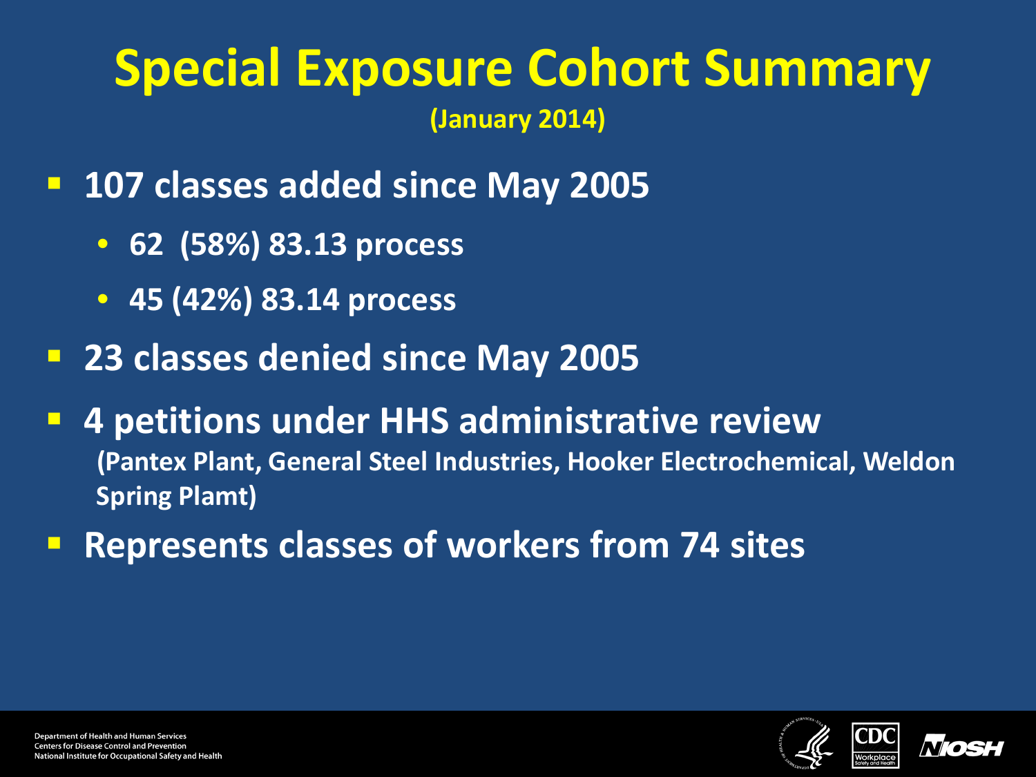# Special Exposure Cohort Summary

**(January 2014)**

- **107 classes added since May 2005**
  - **62 (58%) 83.13 process**
  - **45 (42%) 83.14 process**
- **23 classes denied since May 2005**
- **4 petitions under HHS administrative review**
  **(Pantex Plant, General Steel Industries, Hooker Electrochemical, Weldon Spring Plamt)**
- **Represents classes of workers from 74 sites**

Department of Health and Human Services
Centers for Disease Control and Prevention
National Institute for Occupational Safety and Health